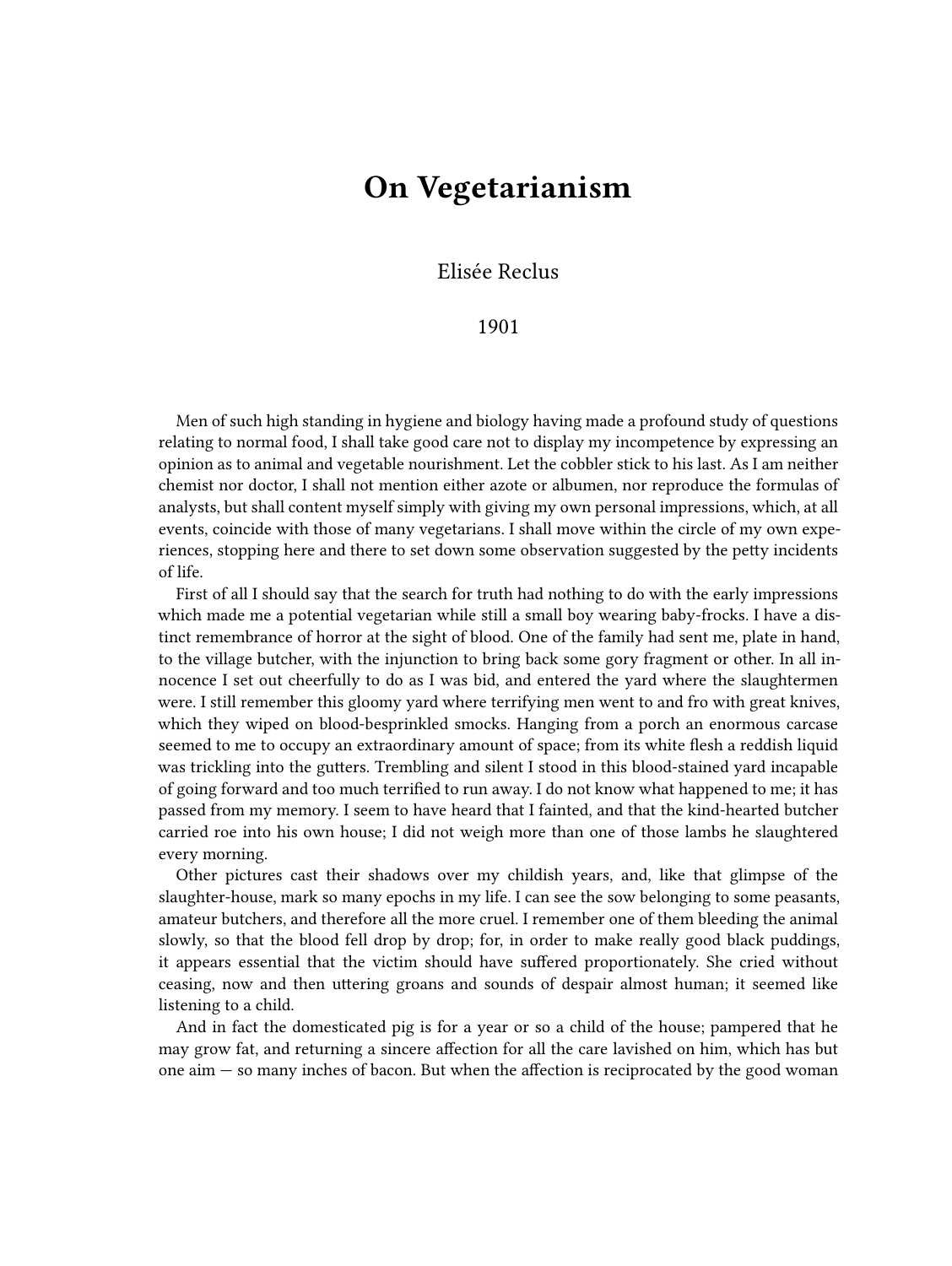# On Vegetarianism

Elisée Reclus

1901

Men of such high standing in hygiene and biology having made a profound study of questions relating to normal food, I shall take good care not to display my incompetence by expressing an opinion as to animal and vegetable nourishment. Let the cobbler stick to his last. As I am neither chemist nor doctor, I shall not mention either azote or albumen, nor reproduce the formulas of analysts, but shall content myself simply with giving my own personal impressions, which, at all events, coincide with those of many vegetarians. I shall move within the circle of my own experiences, stopping here and there to set down some observation suggested by the petty incidents of life.

First of all I should say that the search for truth had nothing to do with the early impressions which made me a potential vegetarian while still a small boy wearing baby-frocks. I have a distinct remembrance of horror at the sight of blood. One of the family had sent me, plate in hand, to the village butcher, with the injunction to bring back some gory fragment or other. In all innocence I set out cheerfully to do as I was bid, and entered the yard where the slaughtermen were. I still remember this gloomy yard where terrifying men went to and fro with great knives, which they wiped on blood-besprinkled smocks. Hanging from a porch an enormous carcase seemed to me to occupy an extraordinary amount of space; from its white flesh a reddish liquid was trickling into the gutters. Trembling and silent I stood in this blood-stained yard incapable of going forward and too much terrified to run away. I do not know what happened to me; it has passed from my memory. I seem to have heard that I fainted, and that the kind-hearted butcher carried roe into his own house; I did not weigh more than one of those lambs he slaughtered every morning.

Other pictures cast their shadows over my childish years, and, like that glimpse of the slaughter-house, mark so many epochs in my life. I can see the sow belonging to some peasants, amateur butchers, and therefore all the more cruel. I remember one of them bleeding the animal slowly, so that the blood fell drop by drop; for, in order to make really good black puddings, it appears essential that the victim should have suffered proportionately. She cried without ceasing, now and then uttering groans and sounds of despair almost human; it seemed like listening to a child.

And in fact the domesticated pig is for a year or so a child of the house; pampered that he may grow fat, and returning a sincere affection for all the care lavished on him, which has but one aim — so many inches of bacon. But when the affection is reciprocated by the good woman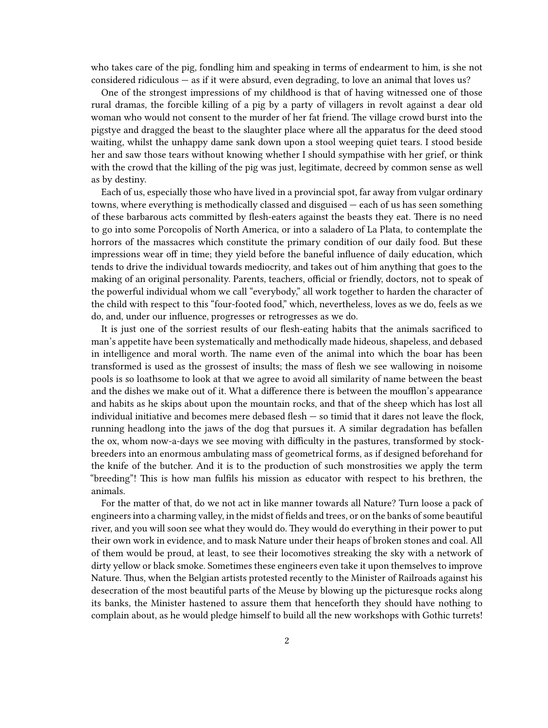who takes care of the pig, fondling him and speaking in terms of endearment to him, is she not considered ridiculous — as if it were absurd, even degrading, to love an animal that loves us?

One of the strongest impressions of my childhood is that of having witnessed one of those rural dramas, the forcible killing of a pig by a party of villagers in revolt against a dear old woman who would not consent to the murder of her fat friend. The village crowd burst into the pigstye and dragged the beast to the slaughter place where all the apparatus for the deed stood waiting, whilst the unhappy dame sank down upon a stool weeping quiet tears. I stood beside her and saw those tears without knowing whether I should sympathise with her grief, or think with the crowd that the killing of the pig was just, legitimate, decreed by common sense as well as by destiny.

Each of us, especially those who have lived in a provincial spot, far away from vulgar ordinary towns, where everything is methodically classed and disguised — each of us has seen something of these barbarous acts committed by flesh-eaters against the beasts they eat. There is no need to go into some Porcopolis of North America, or into a saladero of La Plata, to contemplate the horrors of the massacres which constitute the primary condition of our daily food. But these impressions wear off in time; they yield before the baneful influence of daily education, which tends to drive the individual towards mediocrity, and takes out of him anything that goes to the making of an original personality. Parents, teachers, official or friendly, doctors, not to speak of the powerful individual whom we call "everybody," all work together to harden the character of the child with respect to this "four-footed food," which, nevertheless, loves as we do, feels as we do, and, under our influence, progresses or retrogresses as we do.

It is just one of the sorriest results of our flesh-eating habits that the animals sacrificed to man's appetite have been systematically and methodically made hideous, shapeless, and debased in intelligence and moral worth. The name even of the animal into which the boar has been transformed is used as the grossest of insults; the mass of flesh we see wallowing in noisome pools is so loathsome to look at that we agree to avoid all similarity of name between the beast and the dishes we make out of it. What a difference there is between the moufflon's appearance and habits as he skips about upon the mountain rocks, and that of the sheep which has lost all individual initiative and becomes mere debased flesh — so timid that it dares not leave the flock, running headlong into the jaws of the dog that pursues it. A similar degradation has befallen the ox, whom now-a-days we see moving with difficulty in the pastures, transformed by stock-breeders into an enormous ambulating mass of geometrical forms, as if designed beforehand for the knife of the butcher. And it is to the production of such monstrosities we apply the term "breeding"! This is how man fulfils his mission as educator with respect to his brethren, the animals.

For the matter of that, do we not act in like manner towards all Nature? Turn loose a pack of engineers into a charming valley, in the midst of fields and trees, or on the banks of some beautiful river, and you will soon see what they would do. They would do everything in their power to put their own work in evidence, and to mask Nature under their heaps of broken stones and coal. All of them would be proud, at least, to see their locomotives streaking the sky with a network of dirty yellow or black smoke. Sometimes these engineers even take it upon themselves to improve Nature. Thus, when the Belgian artists protested recently to the Minister of Railroads against his desecration of the most beautiful parts of the Meuse by blowing up the picturesque rocks along its banks, the Minister hastened to assure them that henceforth they should have nothing to complain about, as he would pledge himself to build all the new workshops with Gothic turrets!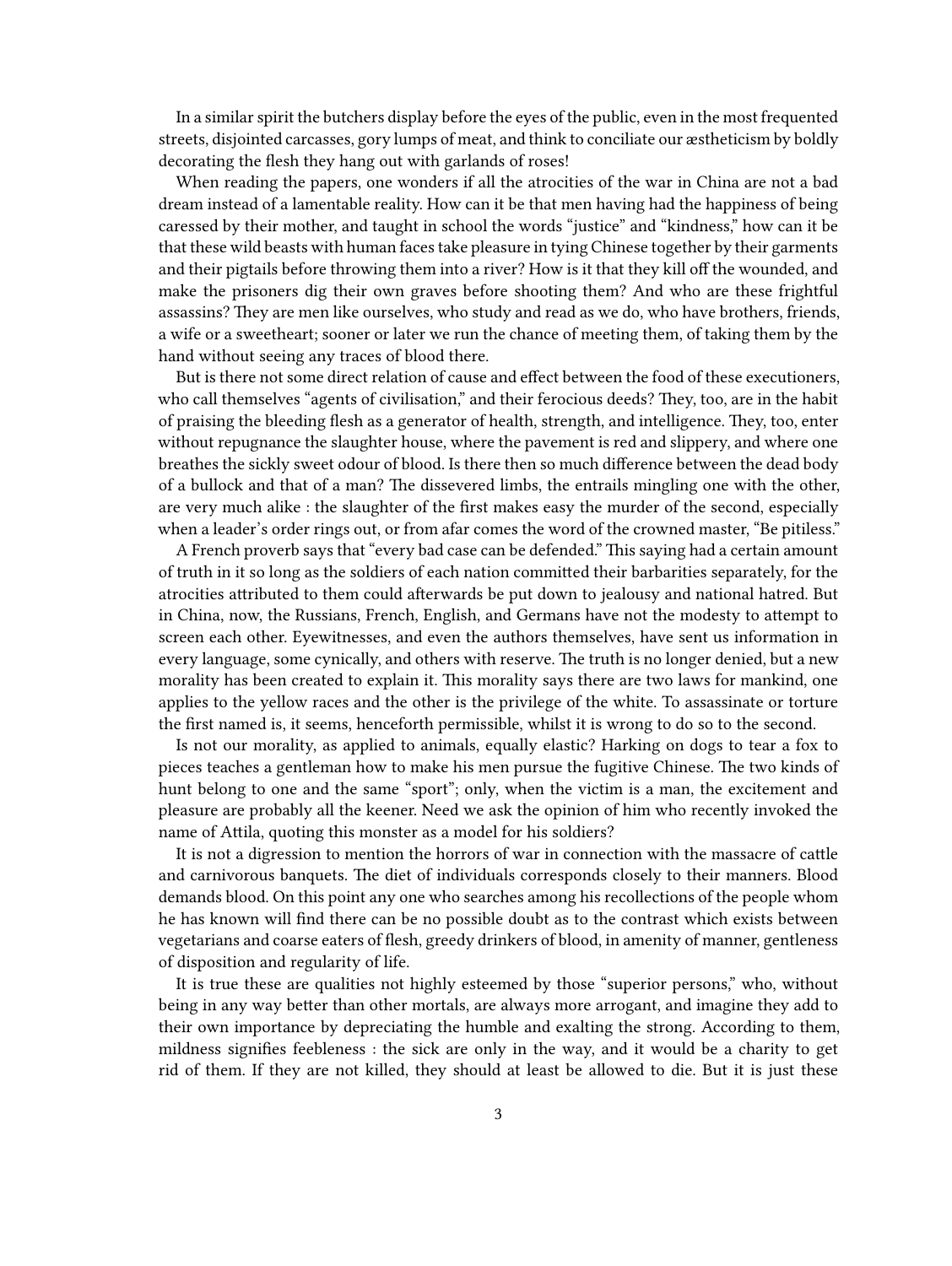In a similar spirit the butchers display before the eyes of the public, even in the most frequented streets, disjointed carcasses, gory lumps of meat, and think to conciliate our æstheticism by boldly decorating the flesh they hang out with garlands of roses!

When reading the papers, one wonders if all the atrocities of the war in China are not a bad dream instead of a lamentable reality. How can it be that men having had the happiness of being caressed by their mother, and taught in school the words "justice" and "kindness," how can it be that these wild beasts with human faces take pleasure in tying Chinese together by their garments and their pigtails before throwing them into a river? How is it that they kill off the wounded, and make the prisoners dig their own graves before shooting them? And who are these frightful assassins? They are men like ourselves, who study and read as we do, who have brothers, friends, a wife or a sweetheart; sooner or later we run the chance of meeting them, of taking them by the hand without seeing any traces of blood there.

But is there not some direct relation of cause and effect between the food of these executioners, who call themselves "agents of civilisation," and their ferocious deeds? They, too, are in the habit of praising the bleeding flesh as a generator of health, strength, and intelligence. They, too, enter without repugnance the slaughter house, where the pavement is red and slippery, and where one breathes the sickly sweet odour of blood. Is there then so much difference between the dead body of a bullock and that of a man? The dissevered limbs, the entrails mingling one with the other, are very much alike : the slaughter of the first makes easy the murder of the second, especially when a leader's order rings out, or from afar comes the word of the crowned master, "Be pitiless."

A French proverb says that "every bad case can be defended." This saying had a certain amount of truth in it so long as the soldiers of each nation committed their barbarities separately, for the atrocities attributed to them could afterwards be put down to jealousy and national hatred. But in China, now, the Russians, French, English, and Germans have not the modesty to attempt to screen each other. Eyewitnesses, and even the authors themselves, have sent us information in every language, some cynically, and others with reserve. The truth is no longer denied, but a new morality has been created to explain it. This morality says there are two laws for mankind, one applies to the yellow races and the other is the privilege of the white. To assassinate or torture the first named is, it seems, henceforth permissible, whilst it is wrong to do so to the second.

Is not our morality, as applied to animals, equally elastic? Harking on dogs to tear a fox to pieces teaches a gentleman how to make his men pursue the fugitive Chinese. The two kinds of hunt belong to one and the same "sport"; only, when the victim is a man, the excitement and pleasure are probably all the keener. Need we ask the opinion of him who recently invoked the name of Attila, quoting this monster as a model for his soldiers?

It is not a digression to mention the horrors of war in connection with the massacre of cattle and carnivorous banquets. The diet of individuals corresponds closely to their manners. Blood demands blood. On this point any one who searches among his recollections of the people whom he has known will find there can be no possible doubt as to the contrast which exists between vegetarians and coarse eaters of flesh, greedy drinkers of blood, in amenity of manner, gentleness of disposition and regularity of life.

It is true these are qualities not highly esteemed by those "superior persons," who, without being in any way better than other mortals, are always more arrogant, and imagine they add to their own importance by depreciating the humble and exalting the strong. According to them, mildness signifies feebleness : the sick are only in the way, and it would be a charity to get rid of them. If they are not killed, they should at least be allowed to die. But it is just these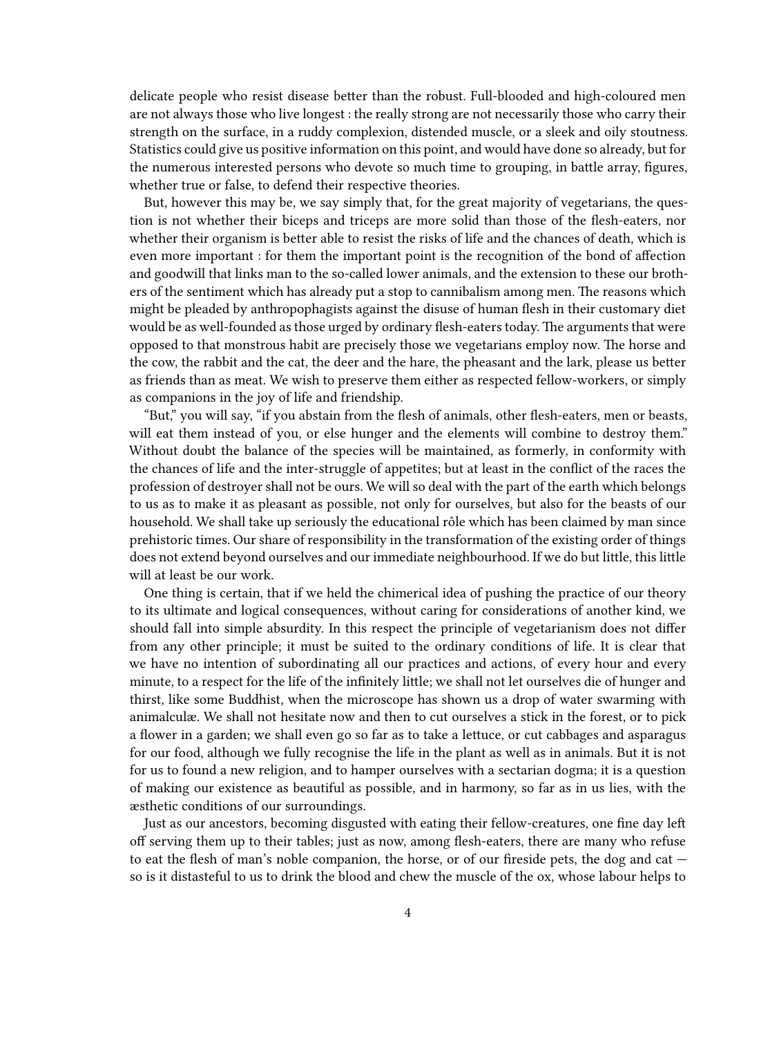delicate people who resist disease better than the robust. Full-blooded and high-coloured men are not always those who live longest : the really strong are not necessarily those who carry their strength on the surface, in a ruddy complexion, distended muscle, or a sleek and oily stoutness. Statistics could give us positive information on this point, and would have done so already, but for the numerous interested persons who devote so much time to grouping, in battle array, figures, whether true or false, to defend their respective theories.

But, however this may be, we say simply that, for the great majority of vegetarians, the question is not whether their biceps and triceps are more solid than those of the flesh-eaters, nor whether their organism is better able to resist the risks of life and the chances of death, which is even more important : for them the important point is the recognition of the bond of affection and goodwill that links man to the so-called lower animals, and the extension to these our brothers of the sentiment which has already put a stop to cannibalism among men. The reasons which might be pleaded by anthropophagists against the disuse of human flesh in their customary diet would be as well-founded as those urged by ordinary flesh-eaters today. The arguments that were opposed to that monstrous habit are precisely those we vegetarians employ now. The horse and the cow, the rabbit and the cat, the deer and the hare, the pheasant and the lark, please us better as friends than as meat. We wish to preserve them either as respected fellow-workers, or simply as companions in the joy of life and friendship.

"But," you will say, "if you abstain from the flesh of animals, other flesh-eaters, men or beasts, will eat them instead of you, or else hunger and the elements will combine to destroy them." Without doubt the balance of the species will be maintained, as formerly, in conformity with the chances of life and the inter-struggle of appetites; but at least in the conflict of the races the profession of destroyer shall not be ours. We will so deal with the part of the earth which belongs to us as to make it as pleasant as possible, not only for ourselves, but also for the beasts of our household. We shall take up seriously the educational rôle which has been claimed by man since prehistoric times. Our share of responsibility in the transformation of the existing order of things does not extend beyond ourselves and our immediate neighbourhood. If we do but little, this little will at least be our work.

One thing is certain, that if we held the chimerical idea of pushing the practice of our theory to its ultimate and logical consequences, without caring for considerations of another kind, we should fall into simple absurdity. In this respect the principle of vegetarianism does not differ from any other principle; it must be suited to the ordinary conditions of life. It is clear that we have no intention of subordinating all our practices and actions, of every hour and every minute, to a respect for the life of the infinitely little; we shall not let ourselves die of hunger and thirst, like some Buddhist, when the microscope has shown us a drop of water swarming with animalculæ. We shall not hesitate now and then to cut ourselves a stick in the forest, or to pick a flower in a garden; we shall even go so far as to take a lettuce, or cut cabbages and asparagus for our food, although we fully recognise the life in the plant as well as in animals. But it is not for us to found a new religion, and to hamper ourselves with a sectarian dogma; it is a question of making our existence as beautiful as possible, and in harmony, so far as in us lies, with the æsthetic conditions of our surroundings.

Just as our ancestors, becoming disgusted with eating their fellow-creatures, one fine day left off serving them up to their tables; just as now, among flesh-eaters, there are many who refuse to eat the flesh of man's noble companion, the horse, or of our fireside pets, the dog and cat — so is it distasteful to us to drink the blood and chew the muscle of the ox, whose labour helps to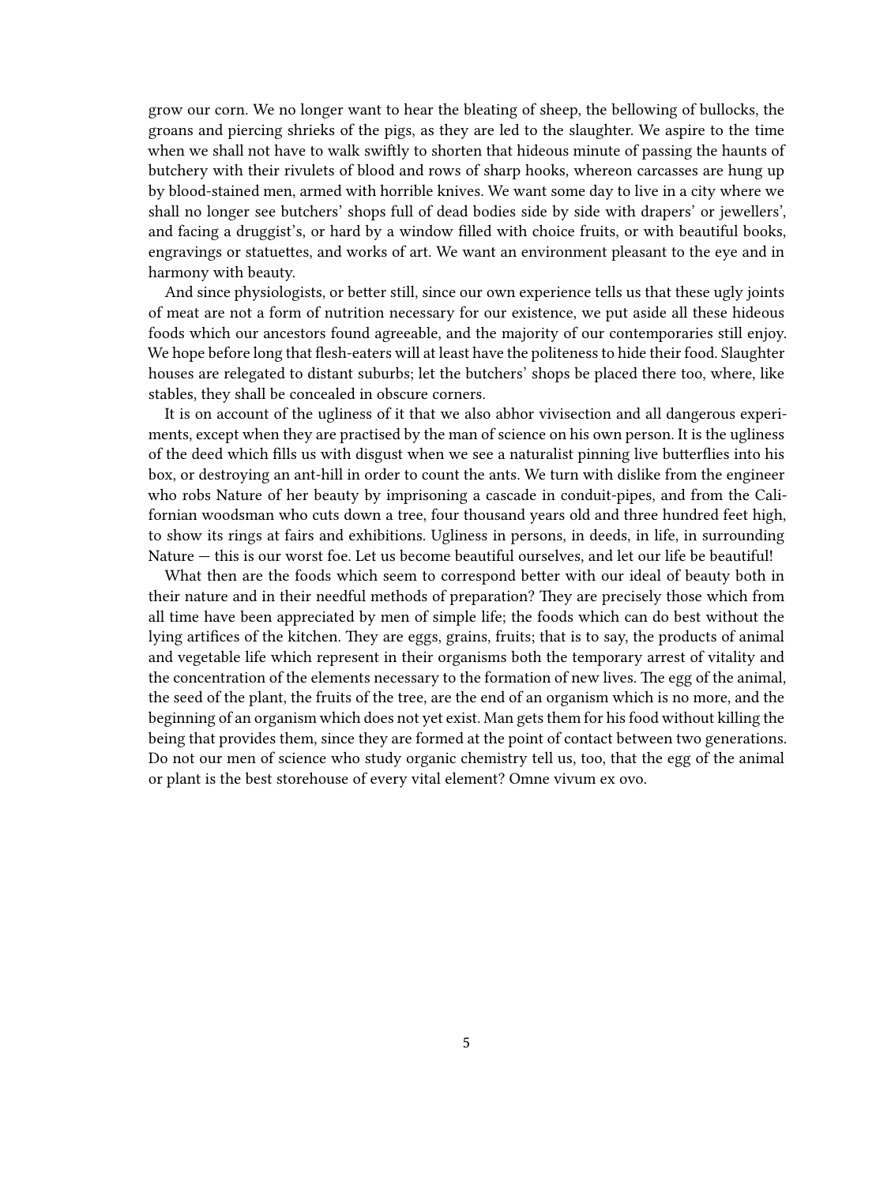grow our corn. We no longer want to hear the bleating of sheep, the bellowing of bullocks, the groans and piercing shrieks of the pigs, as they are led to the slaughter. We aspire to the time when we shall not have to walk swiftly to shorten that hideous minute of passing the haunts of butchery with their rivulets of blood and rows of sharp hooks, whereon carcasses are hung up by blood-stained men, armed with horrible knives. We want some day to live in a city where we shall no longer see butchers' shops full of dead bodies side by side with drapers' or jewellers', and facing a druggist's, or hard by a window filled with choice fruits, or with beautiful books, engravings or statuettes, and works of art. We want an environment pleasant to the eye and in harmony with beauty.

And since physiologists, or better still, since our own experience tells us that these ugly joints of meat are not a form of nutrition necessary for our existence, we put aside all these hideous foods which our ancestors found agreeable, and the majority of our contemporaries still enjoy. We hope before long that flesh-eaters will at least have the politeness to hide their food. Slaughter houses are relegated to distant suburbs; let the butchers' shops be placed there too, where, like stables, they shall be concealed in obscure corners.

It is on account of the ugliness of it that we also abhor vivisection and all dangerous experiments, except when they are practised by the man of science on his own person. It is the ugliness of the deed which fills us with disgust when we see a naturalist pinning live butterflies into his box, or destroying an ant-hill in order to count the ants. We turn with dislike from the engineer who robs Nature of her beauty by imprisoning a cascade in conduit-pipes, and from the Californian woodsman who cuts down a tree, four thousand years old and three hundred feet high, to show its rings at fairs and exhibitions. Ugliness in persons, in deeds, in life, in surrounding Nature — this is our worst foe. Let us become beautiful ourselves, and let our life be beautiful!

What then are the foods which seem to correspond better with our ideal of beauty both in their nature and in their needful methods of preparation? They are precisely those which from all time have been appreciated by men of simple life; the foods which can do best without the lying artifices of the kitchen. They are eggs, grains, fruits; that is to say, the products of animal and vegetable life which represent in their organisms both the temporary arrest of vitality and the concentration of the elements necessary to the formation of new lives. The egg of the animal, the seed of the plant, the fruits of the tree, are the end of an organism which is no more, and the beginning of an organism which does not yet exist. Man gets them for his food without killing the being that provides them, since they are formed at the point of contact between two generations. Do not our men of science who study organic chemistry tell us, too, that the egg of the animal or plant is the best storehouse of every vital element? Omne vivum ex ovo.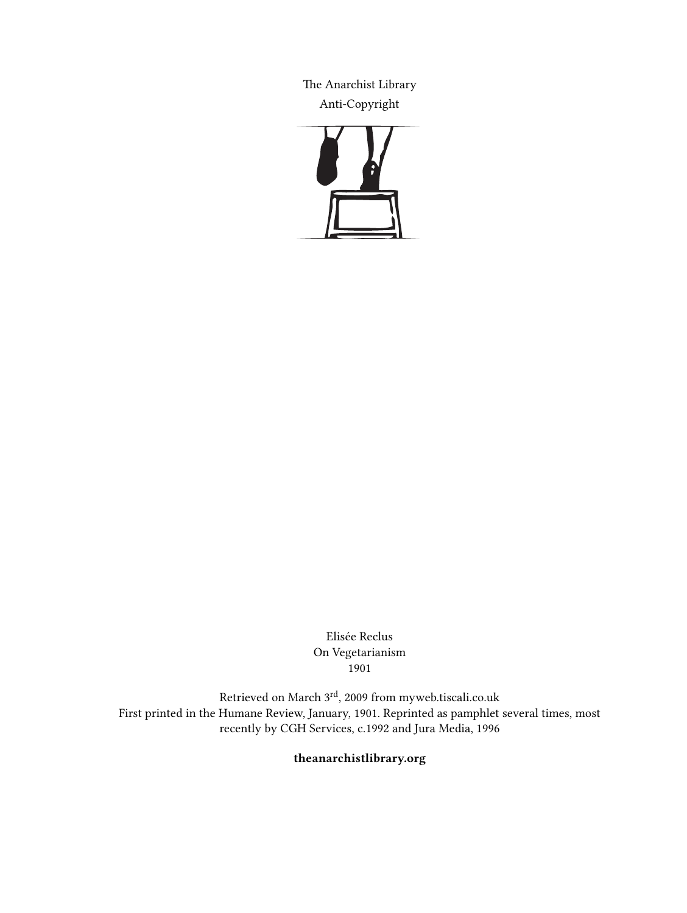The Anarchist Library
Anti-Copyright

Elisée Reclus
On Vegetarianism
1901

Retrieved on March 3rd, 2009 from myweb.tiscali.co.uk
First printed in the Humane Review, January, 1901. Reprinted as pamphlet several times, most recently by CGH Services, c.1992 and Jura Media, 1996

**theanarchistlibrary.org**